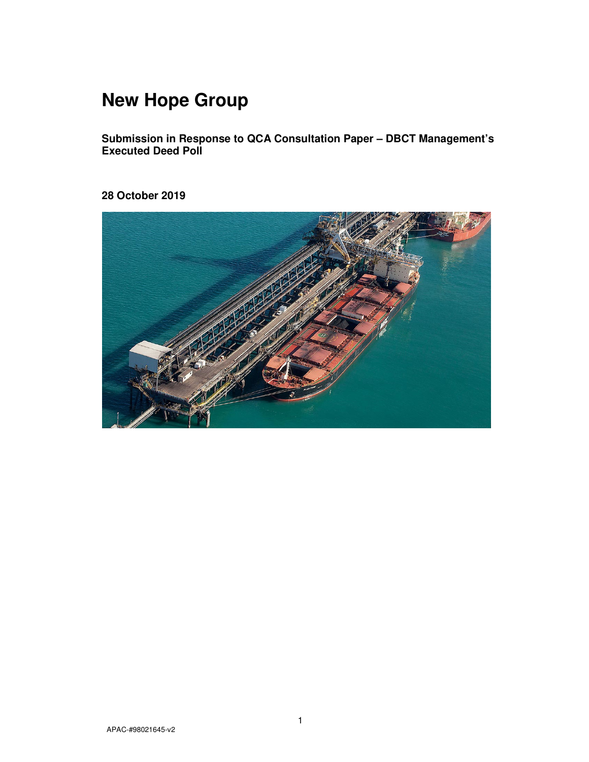# New Hope Group

**Submission in Response to QCA Consultation Paper – DBCT Management's Executed Deed Poll**

**28 October 2019**

APAC-#98021645-v2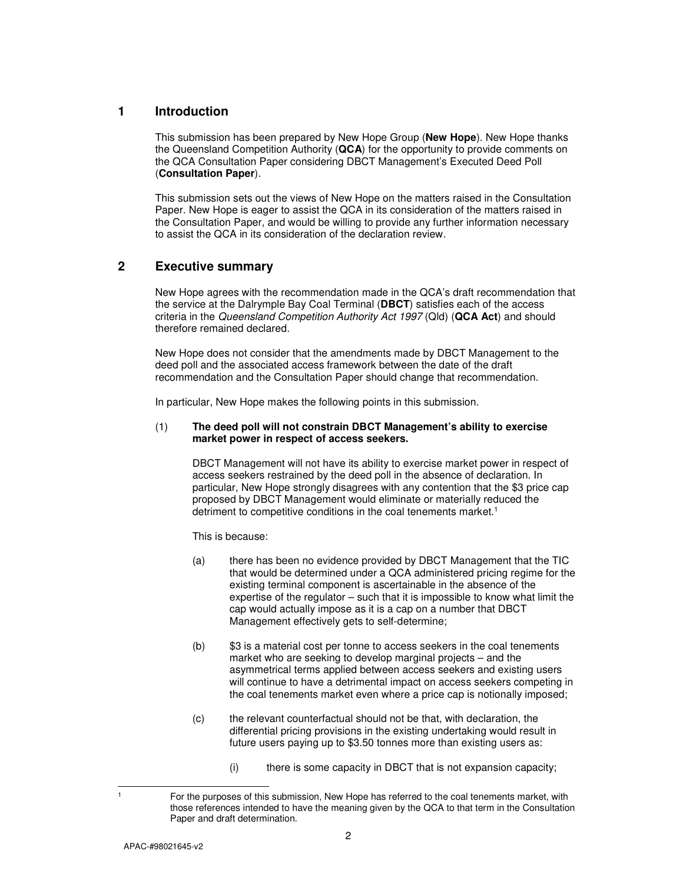## 1 Introduction

This submission has been prepared by New Hope Group (**New Hope**). New Hope thanks the Queensland Competition Authority (**QCA**) for the opportunity to provide comments on the QCA Consultation Paper considering DBCT Management's Executed Deed Poll (**Consultation Paper**).

This submission sets out the views of New Hope on the matters raised in the Consultation Paper. New Hope is eager to assist the QCA in its consideration of the matters raised in the Consultation Paper, and would be willing to provide any further information necessary to assist the QCA in its consideration of the declaration review.

## 2 Executive summary

New Hope agrees with the recommendation made in the QCA's draft recommendation that the service at the Dalrymple Bay Coal Terminal (**DBCT**) satisfies each of the access criteria in the *Queensland Competition Authority Act 1997* (Qld) (**QCA Act**) and should therefore remained declared.

New Hope does not consider that the amendments made by DBCT Management to the deed poll and the associated access framework between the date of the draft recommendation and the Consultation Paper should change that recommendation.

In particular, New Hope makes the following points in this submission.

(1) **The deed poll will not constrain DBCT Management's ability to exercise market power in respect of access seekers.**

DBCT Management will not have its ability to exercise market power in respect of access seekers restrained by the deed poll in the absence of declaration. In particular, New Hope strongly disagrees with any contention that the $3 price cap proposed by DBCT Management would eliminate or materially reduced the detriment to competitive conditions in the coal tenements market.[1]

This is because:

(a) there has been no evidence provided by DBCT Management that the TIC that would be determined under a QCA administered pricing regime for the existing terminal component is ascertainable in the absence of the expertise of the regulator – such that it is impossible to know what limit the cap would actually impose as it is a cap on a number that DBCT Management effectively gets to self-determine;

(b) $3 is a material cost per tonne to access seekers in the coal tenements market who are seeking to develop marginal projects – and the asymmetrical terms applied between access seekers and existing users will continue to have a detrimental impact on access seekers competing in the coal tenements market even where a price cap is notionally imposed;

(c) the relevant counterfactual should not be that, with declaration, the differential pricing provisions in the existing undertaking would result in future users paying up to $3.50 tonnes more than existing users as:

(i) there is some capacity in DBCT that is not expansion capacity;

[1] For the purposes of this submission, New Hope has referred to the coal tenements market, with those references intended to have the meaning given by the QCA to that term in the Consultation Paper and draft determination.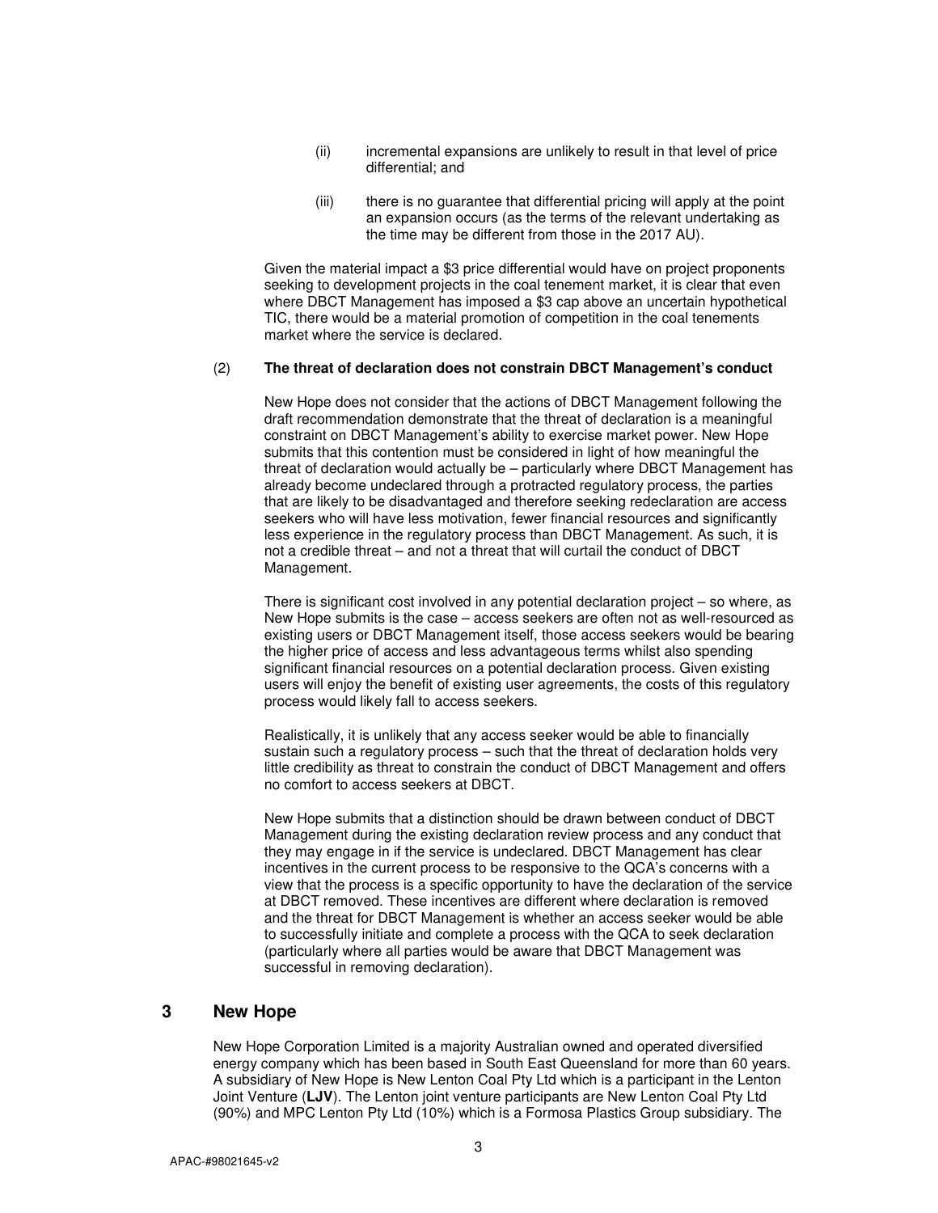(ii) incremental expansions are unlikely to result in that level of price differential; and

(iii) there is no guarantee that differential pricing will apply at the point an expansion occurs (as the terms of the relevant undertaking as the time may be different from those in the 2017 AU).

Given the material impact a $3 price differential would have on project proponents seeking to development projects in the coal tenement market, it is clear that even where DBCT Management has imposed a $3 cap above an uncertain hypothetical TIC, there would be a material promotion of competition in the coal tenements market where the service is declared.

(2) **The threat of declaration does not constrain DBCT Management's conduct**

New Hope does not consider that the actions of DBCT Management following the draft recommendation demonstrate that the threat of declaration is a meaningful constraint on DBCT Management's ability to exercise market power. New Hope submits that this contention must be considered in light of how meaningful the threat of declaration would actually be – particularly where DBCT Management has already become undeclared through a protracted regulatory process, the parties that are likely to be disadvantaged and therefore seeking redeclaration are access seekers who will have less motivation, fewer financial resources and significantly less experience in the regulatory process than DBCT Management. As such, it is not a credible threat – and not a threat that will curtail the conduct of DBCT Management.

There is significant cost involved in any potential declaration project – so where, as New Hope submits is the case – access seekers are often not as well-resourced as existing users or DBCT Management itself, those access seekers would be bearing the higher price of access and less advantageous terms whilst also spending significant financial resources on a potential declaration process. Given existing users will enjoy the benefit of existing user agreements, the costs of this regulatory process would likely fall to access seekers.

Realistically, it is unlikely that any access seeker would be able to financially sustain such a regulatory process – such that the threat of declaration holds very little credibility as threat to constrain the conduct of DBCT Management and offers no comfort to access seekers at DBCT.

New Hope submits that a distinction should be drawn between conduct of DBCT Management during the existing declaration review process and any conduct that they may engage in if the service is undeclared. DBCT Management has clear incentives in the current process to be responsive to the QCA's concerns with a view that the process is a specific opportunity to have the declaration of the service at DBCT removed. These incentives are different where declaration is removed and the threat for DBCT Management is whether an access seeker would be able to successfully initiate and complete a process with the QCA to seek declaration (particularly where all parties would be aware that DBCT Management was successful in removing declaration).

## 3 New Hope

New Hope Corporation Limited is a majority Australian owned and operated diversified energy company which has been based in South East Queensland for more than 60 years. A subsidiary of New Hope is New Lenton Coal Pty Ltd which is a participant in the Lenton Joint Venture (**LJV**). The Lenton joint venture participants are New Lenton Coal Pty Ltd (90%) and MPC Lenton Pty Ltd (10%) which is a Formosa Plastics Group subsidiary. The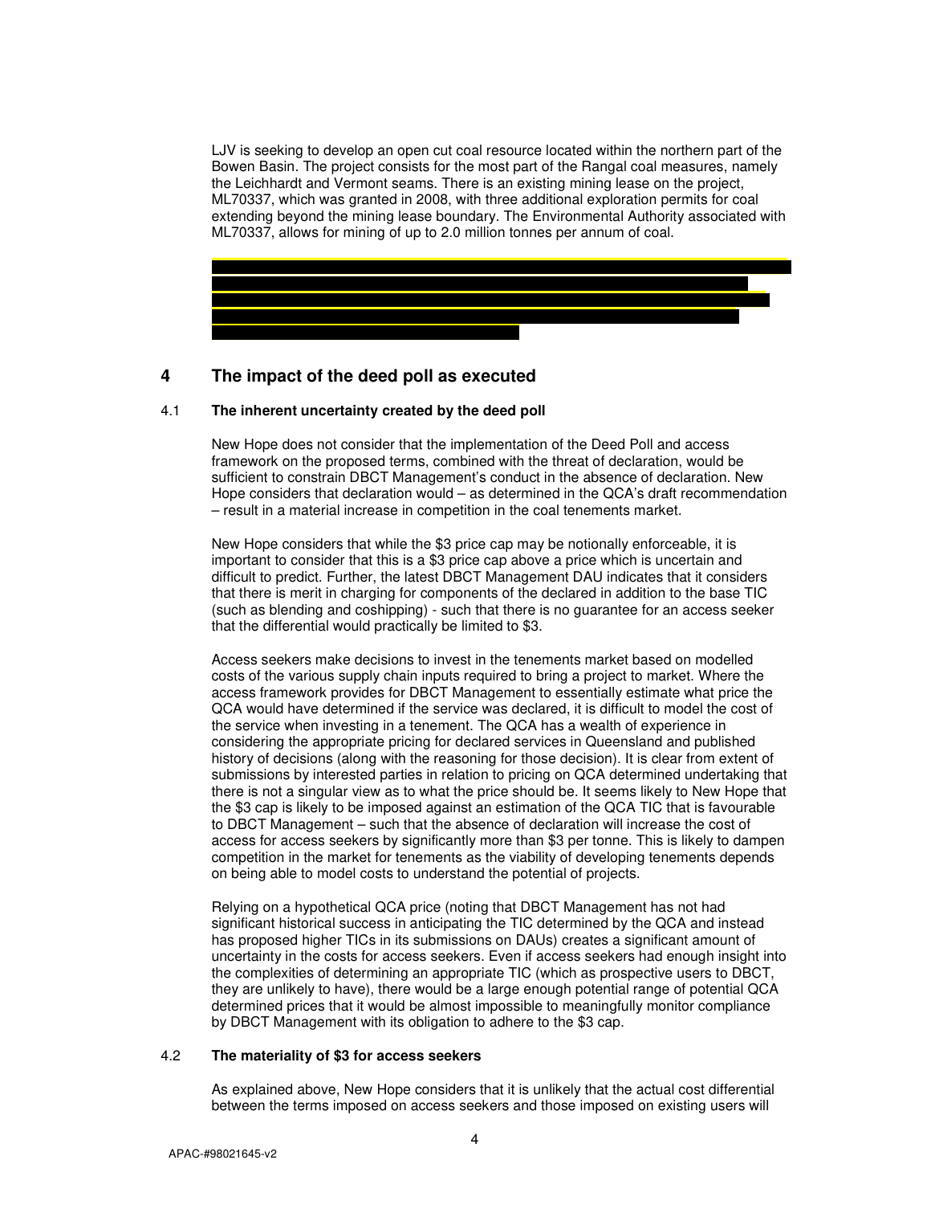LJV is seeking to develop an open cut coal resource located within the northern part of the Bowen Basin. The project consists for the most part of the Rangal coal measures, namely the Leichhardt and Vermont seams. There is an existing mining lease on the project, ML70337, which was granted in 2008, with three additional exploration permits for coal extending beyond the mining lease boundary. The Environmental Authority associated with ML70337, allows for mining of up to 2.0 million tonnes per annum of coal.

## 4 The impact of the deed poll as executed

### 4.1 The inherent uncertainty created by the deed poll

New Hope does not consider that the implementation of the Deed Poll and access framework on the proposed terms, combined with the threat of declaration, would be sufficient to constrain DBCT Management's conduct in the absence of declaration. New Hope considers that declaration would – as determined in the QCA's draft recommendation – result in a material increase in competition in the coal tenements market.

New Hope considers that while the $3 price cap may be notionally enforceable, it is important to consider that this is a $3 price cap above a price which is uncertain and difficult to predict. Further, the latest DBCT Management DAU indicates that it considers that there is merit in charging for components of the declared in addition to the base TIC (such as blending and coshipping) - such that there is no guarantee for an access seeker that the differential would practically be limited to $3.

Access seekers make decisions to invest in the tenements market based on modelled costs of the various supply chain inputs required to bring a project to market. Where the access framework provides for DBCT Management to essentially estimate what price the QCA would have determined if the service was declared, it is difficult to model the cost of the service when investing in a tenement. The QCA has a wealth of experience in considering the appropriate pricing for declared services in Queensland and published history of decisions (along with the reasoning for those decision). It is clear from extent of submissions by interested parties in relation to pricing on QCA determined undertaking that there is not a singular view as to what the price should be. It seems likely to New Hope that the $3 cap is likely to be imposed against an estimation of the QCA TIC that is favourable to DBCT Management – such that the absence of declaration will increase the cost of access for access seekers by significantly more than $3 per tonne. This is likely to dampen competition in the market for tenements as the viability of developing tenements depends on being able to model costs to understand the potential of projects.

Relying on a hypothetical QCA price (noting that DBCT Management has not had significant historical success in anticipating the TIC determined by the QCA and instead has proposed higher TICs in its submissions on DAUs) creates a significant amount of uncertainty in the costs for access seekers. Even if access seekers had enough insight into the complexities of determining an appropriate TIC (which as prospective users to DBCT, they are unlikely to have), there would be a large enough potential range of potential QCA determined prices that it would be almost impossible to meaningfully monitor compliance by DBCT Management with its obligation to adhere to the $3 cap.

### 4.2 The materiality of $3 for access seekers

As explained above, New Hope considers that it is unlikely that the actual cost differential between the terms imposed on access seekers and those imposed on existing users will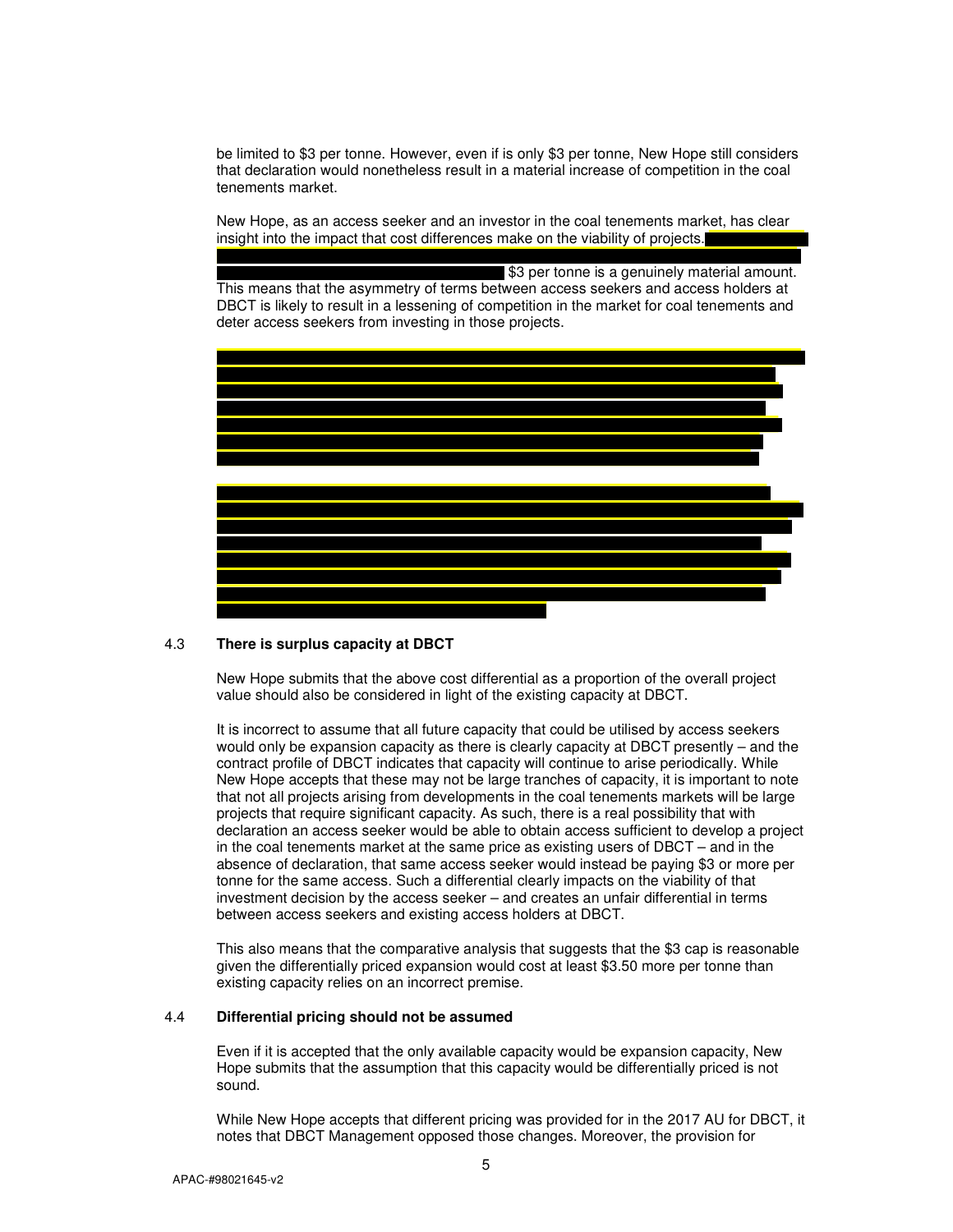be limited to $3 per tonne. However, even if is only $3 per tonne, New Hope still considers that declaration would nonetheless result in a material increase of competition in the coal tenements market.

New Hope, as an access seeker and an investor in the coal tenements market, has clear insight into the impact that cost differences make on the viability of projects. $3 per tonne is a genuinely material amount. This means that the asymmetry of terms between access seekers and access holders at DBCT is likely to result in a lessening of competition in the market for coal tenements and deter access seekers from investing in those projects.

### 4.3 There is surplus capacity at DBCT

New Hope submits that the above cost differential as a proportion of the overall project value should also be considered in light of the existing capacity at DBCT.

It is incorrect to assume that all future capacity that could be utilised by access seekers would only be expansion capacity as there is clearly capacity at DBCT presently – and the contract profile of DBCT indicates that capacity will continue to arise periodically. While New Hope accepts that these may not be large tranches of capacity, it is important to note that not all projects arising from developments in the coal tenements markets will be large projects that require significant capacity. As such, there is a real possibility that with declaration an access seeker would be able to obtain access sufficient to develop a project in the coal tenements market at the same price as existing users of DBCT – and in the absence of declaration, that same access seeker would instead be paying $3 or more per tonne for the same access. Such a differential clearly impacts on the viability of that investment decision by the access seeker – and creates an unfair differential in terms between access seekers and existing access holders at DBCT.

This also means that the comparative analysis that suggests that the $3 cap is reasonable given the differentially priced expansion would cost at least $3.50 more per tonne than existing capacity relies on an incorrect premise.

### 4.4 Differential pricing should not be assumed

Even if it is accepted that the only available capacity would be expansion capacity, New Hope submits that the assumption that this capacity would be differentially priced is not sound.

While New Hope accepts that different pricing was provided for in the 2017 AU for DBCT, it notes that DBCT Management opposed those changes. Moreover, the provision for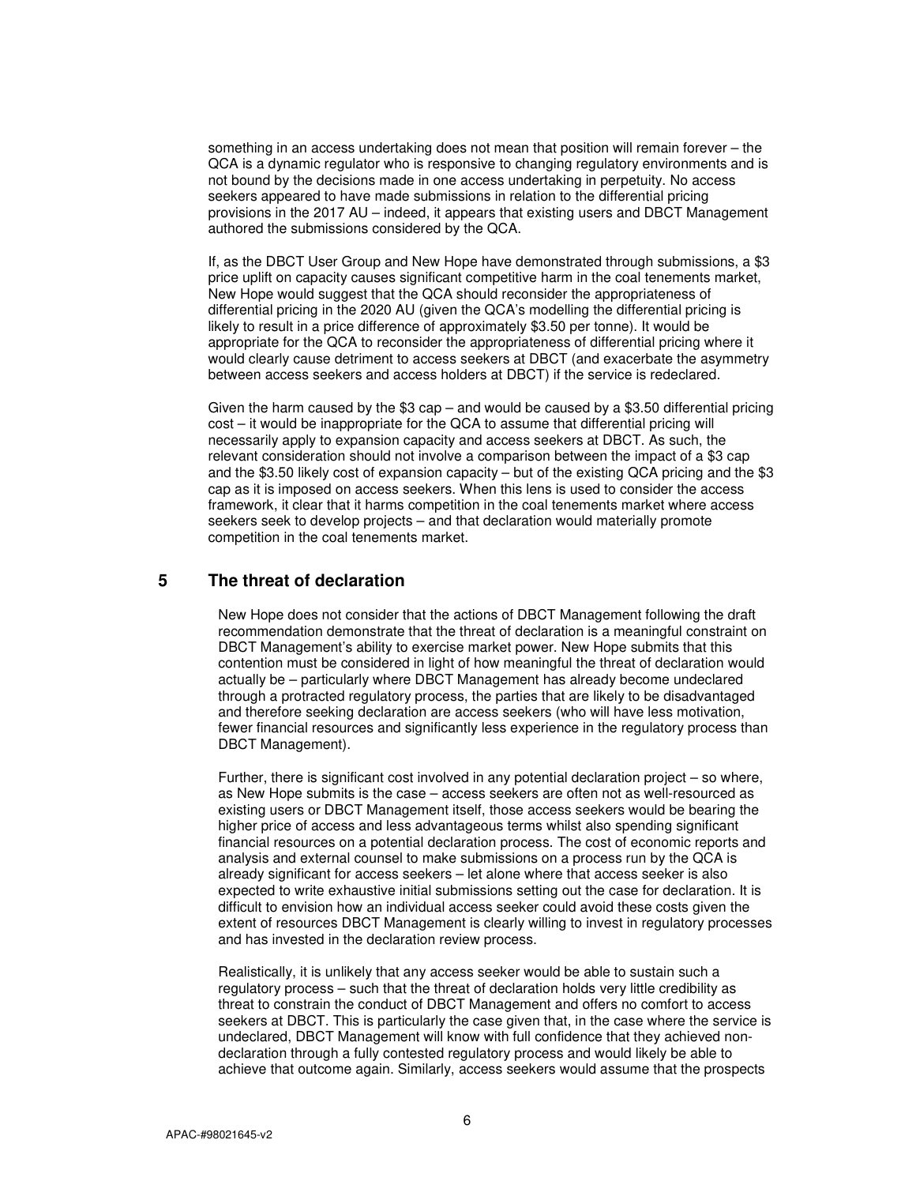something in an access undertaking does not mean that position will remain forever – the QCA is a dynamic regulator who is responsive to changing regulatory environments and is not bound by the decisions made in one access undertaking in perpetuity. No access seekers appeared to have made submissions in relation to the differential pricing provisions in the 2017 AU – indeed, it appears that existing users and DBCT Management authored the submissions considered by the QCA.

If, as the DBCT User Group and New Hope have demonstrated through submissions, a $3 price uplift on capacity causes significant competitive harm in the coal tenements market, New Hope would suggest that the QCA should reconsider the appropriateness of differential pricing in the 2020 AU (given the QCA's modelling the differential pricing is likely to result in a price difference of approximately $3.50 per tonne). It would be appropriate for the QCA to reconsider the appropriateness of differential pricing where it would clearly cause detriment to access seekers at DBCT (and exacerbate the asymmetry between access seekers and access holders at DBCT) if the service is redeclared.

Given the harm caused by the $3 cap – and would be caused by a $3.50 differential pricing cost – it would be inappropriate for the QCA to assume that differential pricing will necessarily apply to expansion capacity and access seekers at DBCT. As such, the relevant consideration should not involve a comparison between the impact of a $3 cap and the $3.50 likely cost of expansion capacity – but of the existing QCA pricing and the $3 cap as it is imposed on access seekers. When this lens is used to consider the access framework, it clear that it harms competition in the coal tenements market where access seekers seek to develop projects – and that declaration would materially promote competition in the coal tenements market.

## 5 The threat of declaration

New Hope does not consider that the actions of DBCT Management following the draft recommendation demonstrate that the threat of declaration is a meaningful constraint on DBCT Management's ability to exercise market power. New Hope submits that this contention must be considered in light of how meaningful the threat of declaration would actually be – particularly where DBCT Management has already become undeclared through a protracted regulatory process, the parties that are likely to be disadvantaged and therefore seeking declaration are access seekers (who will have less motivation, fewer financial resources and significantly less experience in the regulatory process than DBCT Management).

Further, there is significant cost involved in any potential declaration project – so where, as New Hope submits is the case – access seekers are often not as well-resourced as existing users or DBCT Management itself, those access seekers would be bearing the higher price of access and less advantageous terms whilst also spending significant financial resources on a potential declaration process. The cost of economic reports and analysis and external counsel to make submissions on a process run by the QCA is already significant for access seekers – let alone where that access seeker is also expected to write exhaustive initial submissions setting out the case for declaration. It is difficult to envision how an individual access seeker could avoid these costs given the extent of resources DBCT Management is clearly willing to invest in regulatory processes and has invested in the declaration review process.

Realistically, it is unlikely that any access seeker would be able to sustain such a regulatory process – such that the threat of declaration holds very little credibility as threat to constrain the conduct of DBCT Management and offers no comfort to access seekers at DBCT. This is particularly the case given that, in the case where the service is undeclared, DBCT Management will know with full confidence that they achieved non-declaration through a fully contested regulatory process and would likely be able to achieve that outcome again. Similarly, access seekers would assume that the prospects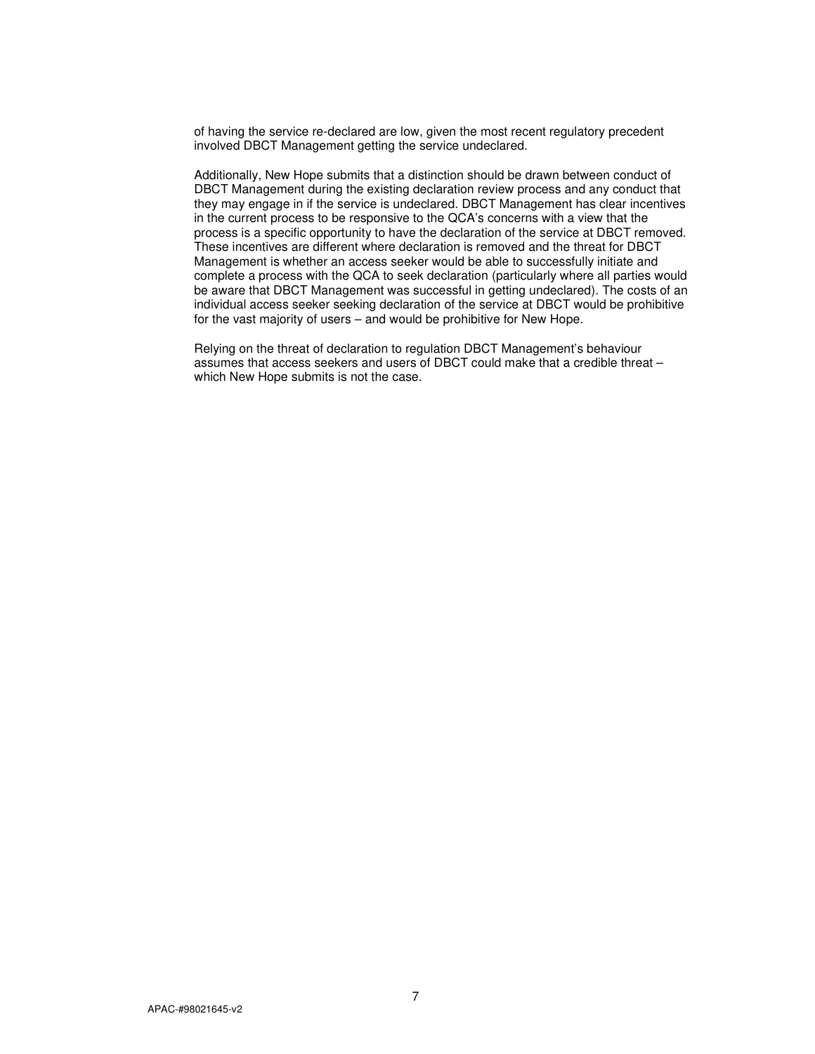of having the service re-declared are low, given the most recent regulatory precedent involved DBCT Management getting the service undeclared.

Additionally, New Hope submits that a distinction should be drawn between conduct of DBCT Management during the existing declaration review process and any conduct that they may engage in if the service is undeclared. DBCT Management has clear incentives in the current process to be responsive to the QCA's concerns with a view that the process is a specific opportunity to have the declaration of the service at DBCT removed. These incentives are different where declaration is removed and the threat for DBCT Management is whether an access seeker would be able to successfully initiate and complete a process with the QCA to seek declaration (particularly where all parties would be aware that DBCT Management was successful in getting undeclared). The costs of an individual access seeker seeking declaration of the service at DBCT would be prohibitive for the vast majority of users – and would be prohibitive for New Hope.

Relying on the threat of declaration to regulation DBCT Management's behaviour assumes that access seekers and users of DBCT could make that a credible threat – which New Hope submits is not the case.